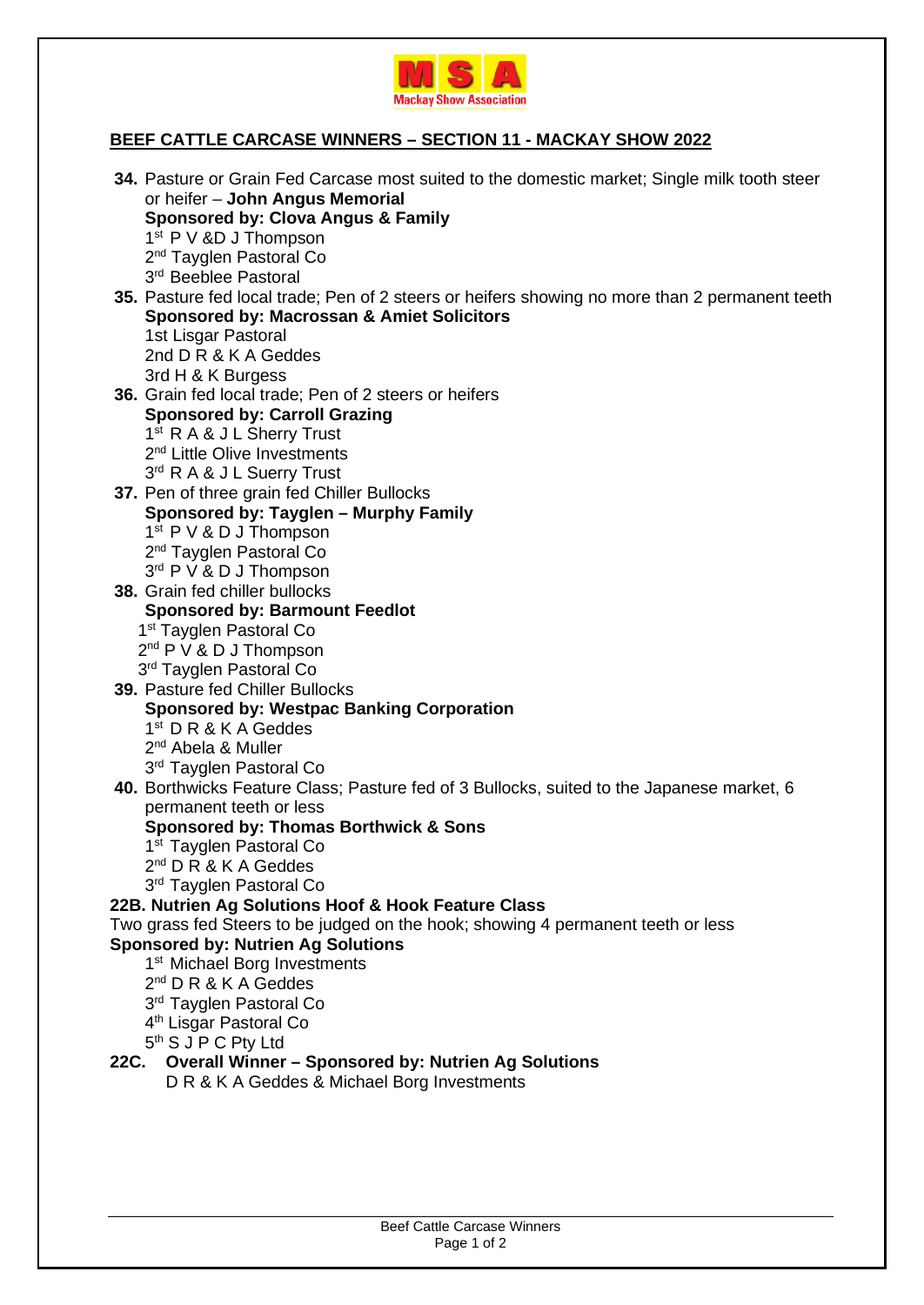**MSA**
**Mackay Show Association**

## BEEF CATTLE CARCASE WINNERS – SECTION 11 - MACKAY SHOW 2022

**34.** Pasture or Grain Fed Carcase most suited to the domestic market; Single milk tooth steer or heifer – **John Angus Memorial**
**Sponsored by: Clova Angus & Family**
1st P V &D J Thompson
2nd Tayglen Pastoral Co
3rd Beeblee Pastoral

**35.** Pasture fed local trade; Pen of 2 steers or heifers showing no more than 2 permanent teeth
**Sponsored by: Macrossan & Amiet Solicitors**
1st Lisgar Pastoral
2nd D R & K A Geddes
3rd H & K Burgess

**36.** Grain fed local trade; Pen of 2 steers or heifers
**Sponsored by: Carroll Grazing**
1st R A & J L Sherry Trust
2nd Little Olive Investments
3rd R A & J L Suerry Trust

**37.** Pen of three grain fed Chiller Bullocks
**Sponsored by: Tayglen – Murphy Family**
1st P V & D J Thompson
2nd Tayglen Pastoral Co
3rd P V & D J Thompson

**38.** Grain fed chiller bullocks
**Sponsored by: Barmount Feedlot**
1st Tayglen Pastoral Co
2nd P V & D J Thompson
3rd Tayglen Pastoral Co

**39.** Pasture fed Chiller Bullocks
**Sponsored by: Westpac Banking Corporation**
1st D R & K A Geddes
2nd Abela & Muller
3rd Tayglen Pastoral Co

**40.** Borthwicks Feature Class; Pasture fed of 3 Bullocks, suited to the Japanese market, 6 permanent teeth or less
**Sponsored by: Thomas Borthwick & Sons**
1st Tayglen Pastoral Co
2nd D R & K A Geddes
3rd Tayglen Pastoral Co

**22B. Nutrien Ag Solutions Hoof & Hook Feature Class**
Two grass fed Steers to be judged on the hook; showing 4 permanent teeth or less
**Sponsored by: Nutrien Ag Solutions**
1st Michael Borg Investments
2nd D R & K A Geddes
3rd Tayglen Pastoral Co
4th Lisgar Pastoral Co
5th S J P C Pty Ltd

**22C. Overall Winner – Sponsored by: Nutrien Ag Solutions**
D R & K A Geddes & Michael Borg Investments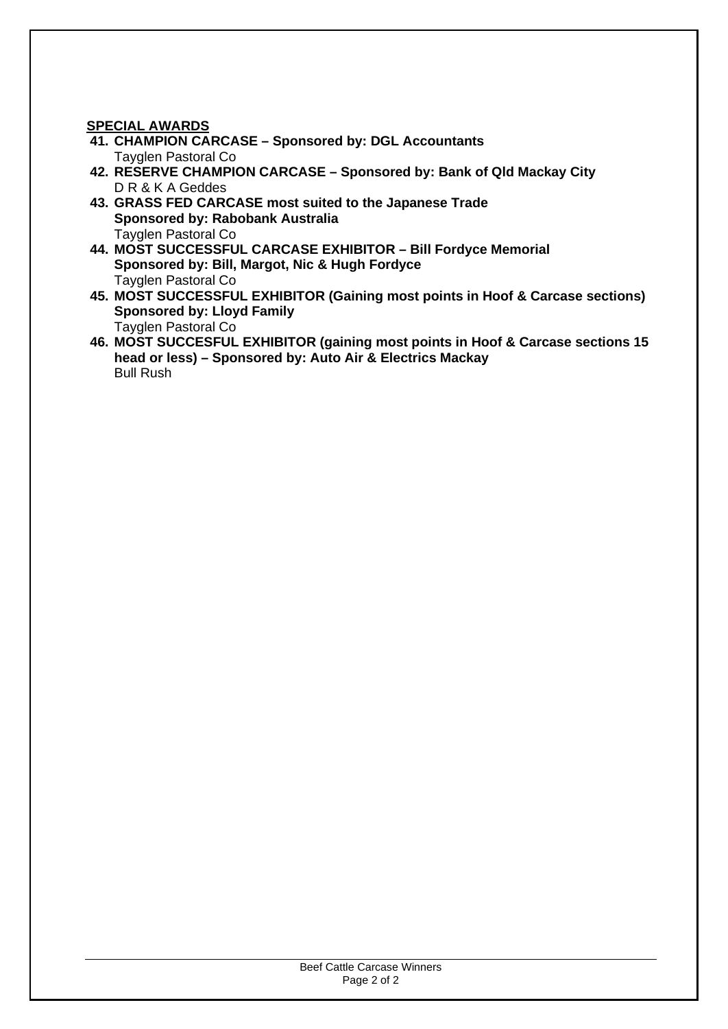**SPECIAL AWARDS**

41. **CHAMPION CARCASE – Sponsored by: DGL Accountants**
    Tayglen Pastoral Co
42. **RESERVE CHAMPION CARCASE – Sponsored by: Bank of Qld Mackay City**
    D R & K A Geddes
43. **GRASS FED CARCASE most suited to the Japanese Trade**
    **Sponsored by: Rabobank Australia**
    Tayglen Pastoral Co
44. **MOST SUCCESSFUL CARCASE EXHIBITOR – Bill Fordyce Memorial**
    **Sponsored by: Bill, Margot, Nic & Hugh Fordyce**
    Tayglen Pastoral Co
45. **MOST SUCCESSFUL EXHIBITOR (Gaining most points in Hoof & Carcase sections)**
    **Sponsored by: Lloyd Family**
    Tayglen Pastoral Co
46. **MOST SUCCESFUL EXHIBITOR (gaining most points in Hoof & Carcase sections 15 head or less) – Sponsored by: Auto Air & Electrics Mackay**
    Bull Rush